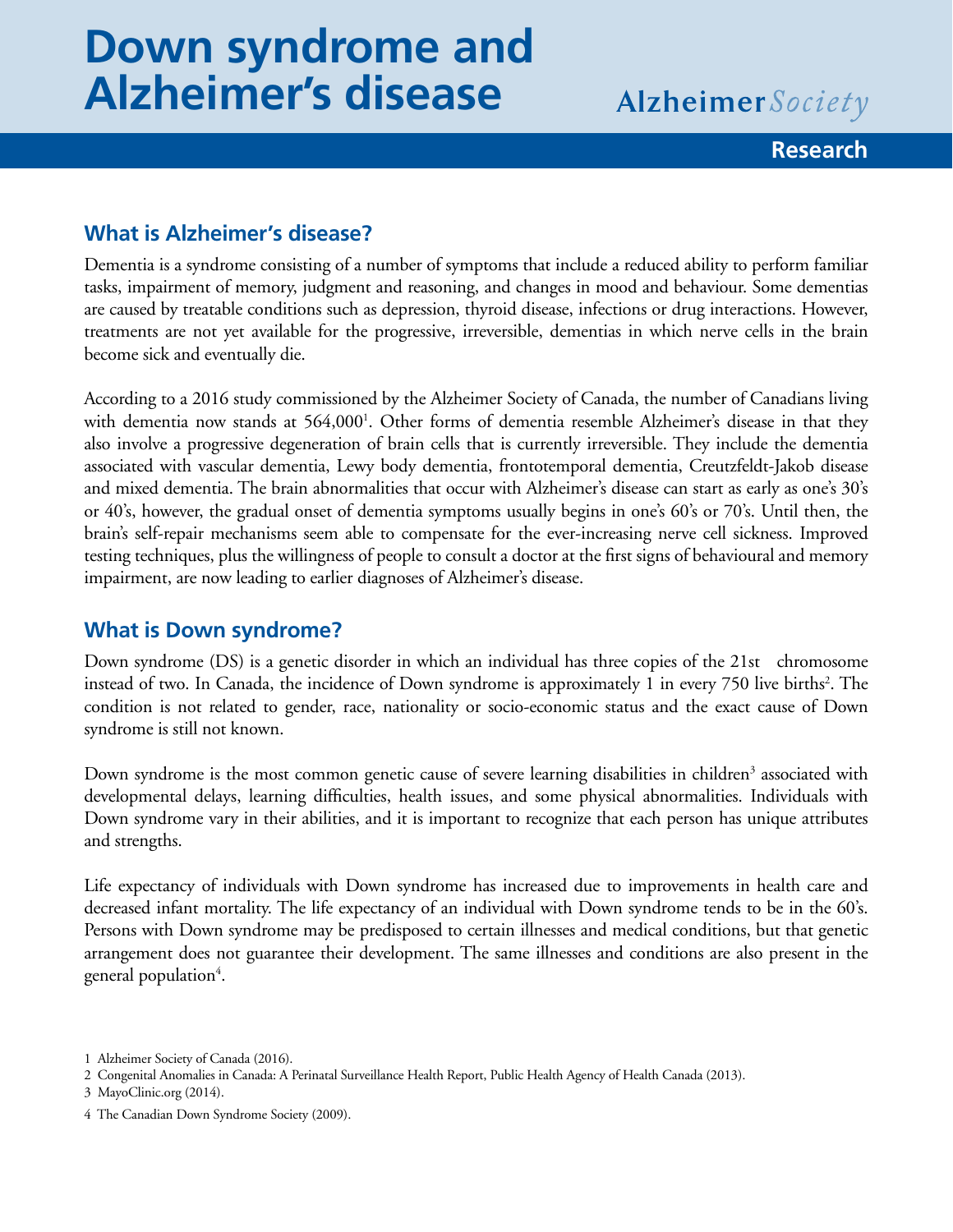# Down syndrome and Alzheimer's disease

Alzheimer *Society*

**Research**

## What is Alzheimer's disease?

Dementia is a syndrome consisting of a number of symptoms that include a reduced ability to perform familiar tasks, impairment of memory, judgment and reasoning, and changes in mood and behaviour. Some dementias are caused by treatable conditions such as depression, thyroid disease, infections or drug interactions. However, treatments are not yet available for the progressive, irreversible, dementias in which nerve cells in the brain become sick and eventually die.

According to a 2016 study commissioned by the Alzheimer Society of Canada, the number of Canadians living with dementia now stands at 564,000[1]. Other forms of dementia resemble Alzheimer's disease in that they also involve a progressive degeneration of brain cells that is currently irreversible. They include the dementia associated with vascular dementia, Lewy body dementia, frontotemporal dementia, Creutzfeldt-Jakob disease and mixed dementia. The brain abnormalities that occur with Alzheimer's disease can start as early as one's 30's or 40's, however, the gradual onset of dementia symptoms usually begins in one's 60's or 70's. Until then, the brain's self-repair mechanisms seem able to compensate for the ever-increasing nerve cell sickness. Improved testing techniques, plus the willingness of people to consult a doctor at the first signs of behavioural and memory impairment, are now leading to earlier diagnoses of Alzheimer's disease.

## What is Down syndrome?

Down syndrome (DS) is a genetic disorder in which an individual has three copies of the 21st chromosome instead of two. In Canada, the incidence of Down syndrome is approximately 1 in every 750 live births[2]. The condition is not related to gender, race, nationality or socio-economic status and the exact cause of Down syndrome is still not known.

Down syndrome is the most common genetic cause of severe learning disabilities in children[3] associated with developmental delays, learning difficulties, health issues, and some physical abnormalities. Individuals with Down syndrome vary in their abilities, and it is important to recognize that each person has unique attributes and strengths.

Life expectancy of individuals with Down syndrome has increased due to improvements in health care and decreased infant mortality. The life expectancy of an individual with Down syndrome tends to be in the 60's. Persons with Down syndrome may be predisposed to certain illnesses and medical conditions, but that genetic arrangement does not guarantee their development. The same illnesses and conditions are also present in the general population[4].

1 Alzheimer Society of Canada (2016).

2 Congenital Anomalies in Canada: A Perinatal Surveillance Health Report, Public Health Agency of Health Canada (2013).

3 MayoClinic.org (2014).

4 The Canadian Down Syndrome Society (2009).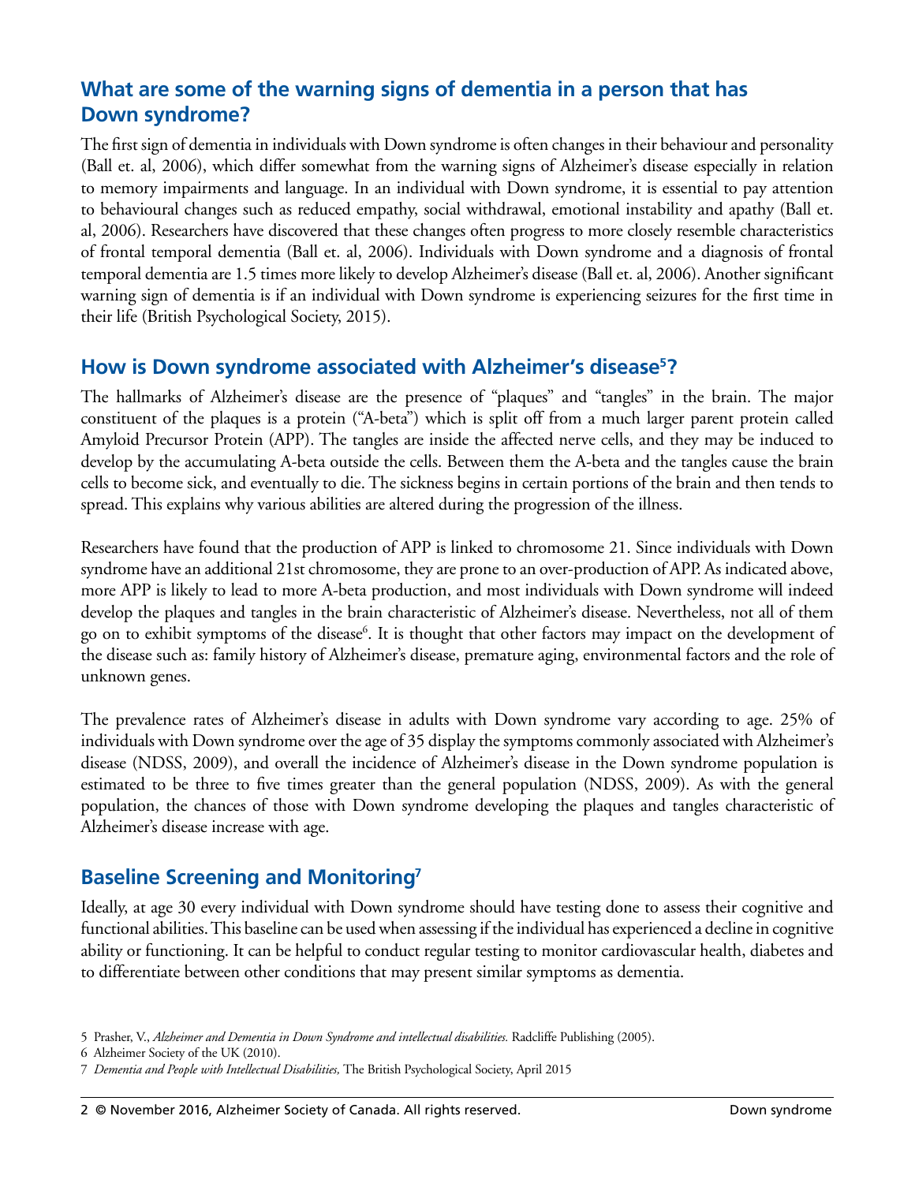## What are some of the warning signs of dementia in a person that has Down syndrome?

The first sign of dementia in individuals with Down syndrome is often changes in their behaviour and personality (Ball et. al, 2006), which differ somewhat from the warning signs of Alzheimer's disease especially in relation to memory impairments and language. In an individual with Down syndrome, it is essential to pay attention to behavioural changes such as reduced empathy, social withdrawal, emotional instability and apathy (Ball et. al, 2006). Researchers have discovered that these changes often progress to more closely resemble characteristics of frontal temporal dementia (Ball et. al, 2006). Individuals with Down syndrome and a diagnosis of frontal temporal dementia are 1.5 times more likely to develop Alzheimer's disease (Ball et. al, 2006). Another significant warning sign of dementia is if an individual with Down syndrome is experiencing seizures for the first time in their life (British Psychological Society, 2015).

## How is Down syndrome associated with Alzheimer's disease[5]?

The hallmarks of Alzheimer's disease are the presence of "plaques" and "tangles" in the brain. The major constituent of the plaques is a protein ("A-beta") which is split off from a much larger parent protein called Amyloid Precursor Protein (APP). The tangles are inside the affected nerve cells, and they may be induced to develop by the accumulating A-beta outside the cells. Between them the A-beta and the tangles cause the brain cells to become sick, and eventually to die. The sickness begins in certain portions of the brain and then tends to spread. This explains why various abilities are altered during the progression of the illness.

Researchers have found that the production of APP is linked to chromosome 21. Since individuals with Down syndrome have an additional 21st chromosome, they are prone to an over-production of APP. As indicated above, more APP is likely to lead to more A-beta production, and most individuals with Down syndrome will indeed develop the plaques and tangles in the brain characteristic of Alzheimer's disease. Nevertheless, not all of them go on to exhibit symptoms of the disease[6]. It is thought that other factors may impact on the development of the disease such as: family history of Alzheimer's disease, premature aging, environmental factors and the role of unknown genes.

The prevalence rates of Alzheimer's disease in adults with Down syndrome vary according to age. 25% of individuals with Down syndrome over the age of 35 display the symptoms commonly associated with Alzheimer's disease (NDSS, 2009), and overall the incidence of Alzheimer's disease in the Down syndrome population is estimated to be three to five times greater than the general population (NDSS, 2009). As with the general population, the chances of those with Down syndrome developing the plaques and tangles characteristic of Alzheimer's disease increase with age.

## Baseline Screening and Monitoring[7]

Ideally, at age 30 every individual with Down syndrome should have testing done to assess their cognitive and functional abilities. This baseline can be used when assessing if the individual has experienced a decline in cognitive ability or functioning. It can be helpful to conduct regular testing to monitor cardiovascular health, diabetes and to differentiate between other conditions that may present similar symptoms as dementia.

5 Prasher, V., *Alzheimer and Dementia in Down Syndrome and intellectual disabilities.* Radcliffe Publishing (2005).

6 Alzheimer Society of the UK (2010).

7 *Dementia and People with Intellectual Disabilities,* The British Psychological Society, April 2015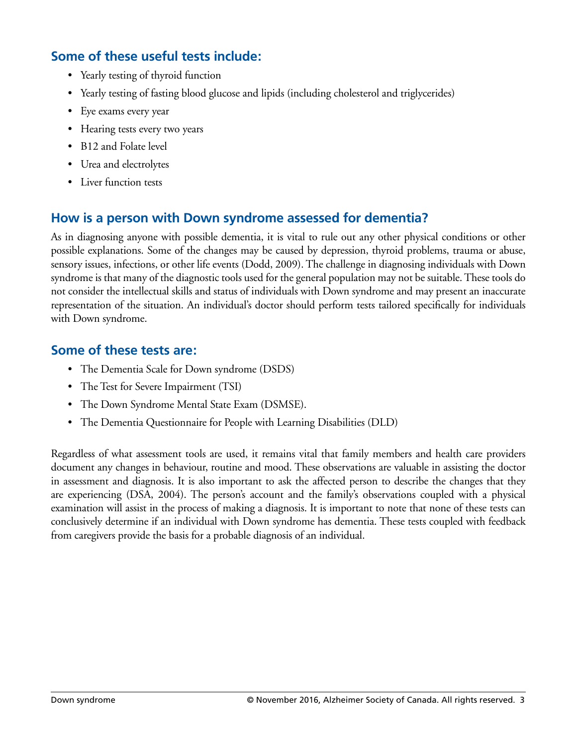## Some of these useful tests include:

- Yearly testing of thyroid function
- Yearly testing of fasting blood glucose and lipids (including cholesterol and triglycerides)
- Eye exams every year
- Hearing tests every two years
- B12 and Folate level
- Urea and electrolytes
- Liver function tests

## How is a person with Down syndrome assessed for dementia?

As in diagnosing anyone with possible dementia, it is vital to rule out any other physical conditions or other possible explanations. Some of the changes may be caused by depression, thyroid problems, trauma or abuse, sensory issues, infections, or other life events (Dodd, 2009). The challenge in diagnosing individuals with Down syndrome is that many of the diagnostic tools used for the general population may not be suitable. These tools do not consider the intellectual skills and status of individuals with Down syndrome and may present an inaccurate representation of the situation. An individual's doctor should perform tests tailored specifically for individuals with Down syndrome.

## Some of these tests are:

- The Dementia Scale for Down syndrome (DSDS)
- The Test for Severe Impairment (TSI)
- The Down Syndrome Mental State Exam (DSMSE).
- The Dementia Questionnaire for People with Learning Disabilities (DLD)

Regardless of what assessment tools are used, it remains vital that family members and health care providers document any changes in behaviour, routine and mood. These observations are valuable in assisting the doctor in assessment and diagnosis. It is also important to ask the affected person to describe the changes that they are experiencing (DSA, 2004). The person's account and the family's observations coupled with a physical examination will assist in the process of making a diagnosis. It is important to note that none of these tests can conclusively determine if an individual with Down syndrome has dementia. These tests coupled with feedback from caregivers provide the basis for a probable diagnosis of an individual.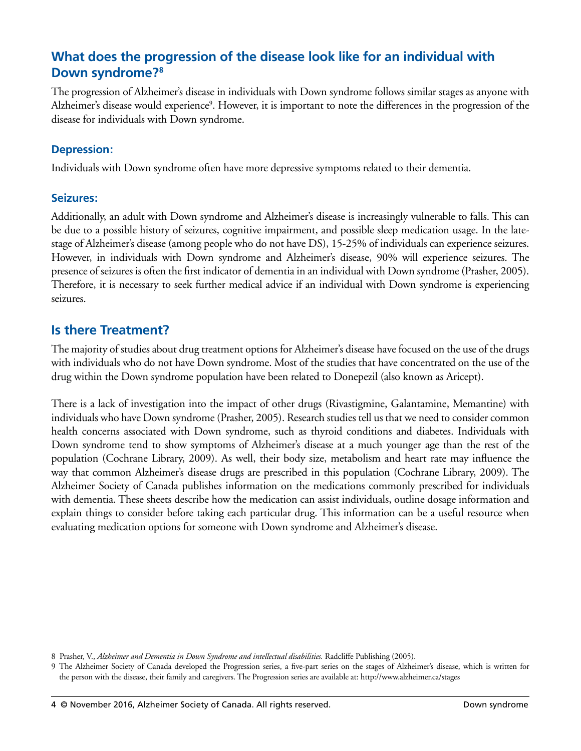## What does the progression of the disease look like for an individual with Down syndrome?[8]

The progression of Alzheimer's disease in individuals with Down syndrome follows similar stages as anyone with Alzheimer's disease would experience[9]. However, it is important to note the differences in the progression of the disease for individuals with Down syndrome.

### Depression:

Individuals with Down syndrome often have more depressive symptoms related to their dementia.

### Seizures:

Additionally, an adult with Down syndrome and Alzheimer's disease is increasingly vulnerable to falls. This can be due to a possible history of seizures, cognitive impairment, and possible sleep medication usage. In the late-stage of Alzheimer's disease (among people who do not have DS), 15-25% of individuals can experience seizures. However, in individuals with Down syndrome and Alzheimer's disease, 90% will experience seizures. The presence of seizures is often the first indicator of dementia in an individual with Down syndrome (Prasher, 2005). Therefore, it is necessary to seek further medical advice if an individual with Down syndrome is experiencing seizures.

## Is there Treatment?

The majority of studies about drug treatment options for Alzheimer's disease have focused on the use of the drugs with individuals who do not have Down syndrome. Most of the studies that have concentrated on the use of the drug within the Down syndrome population have been related to Donepezil (also known as Aricept).

There is a lack of investigation into the impact of other drugs (Rivastigmine, Galantamine, Memantine) with individuals who have Down syndrome (Prasher, 2005). Research studies tell us that we need to consider common health concerns associated with Down syndrome, such as thyroid conditions and diabetes. Individuals with Down syndrome tend to show symptoms of Alzheimer's disease at a much younger age than the rest of the population (Cochrane Library, 2009). As well, their body size, metabolism and heart rate may influence the way that common Alzheimer's disease drugs are prescribed in this population (Cochrane Library, 2009). The Alzheimer Society of Canada publishes information on the medications commonly prescribed for individuals with dementia. These sheets describe how the medication can assist individuals, outline dosage information and explain things to consider before taking each particular drug. This information can be a useful resource when evaluating medication options for someone with Down syndrome and Alzheimer's disease.

8 Prasher, V., *Alzheimer and Dementia in Down Syndrome and intellectual disabilities.* Radcliffe Publishing (2005).

9 The Alzheimer Society of Canada developed the Progression series, a five-part series on the stages of Alzheimer's disease, which is written for the person with the disease, their family and caregivers. The Progression series are available at: http://www.alzheimer.ca/stages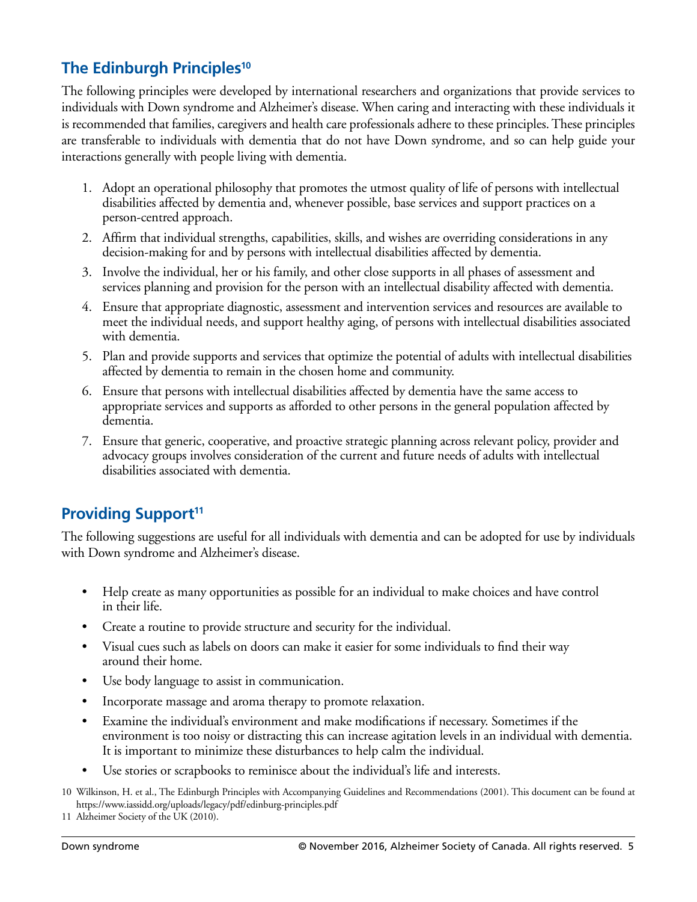## The Edinburgh Principles[10]

The following principles were developed by international researchers and organizations that provide services to individuals with Down syndrome and Alzheimer's disease. When caring and interacting with these individuals it is recommended that families, caregivers and health care professionals adhere to these principles. These principles are transferable to individuals with dementia that do not have Down syndrome, and so can help guide your interactions generally with people living with dementia.

1. Adopt an operational philosophy that promotes the utmost quality of life of persons with intellectual disabilities affected by dementia and, whenever possible, base services and support practices on a person-centred approach.
2. Affirm that individual strengths, capabilities, skills, and wishes are overriding considerations in any decision-making for and by persons with intellectual disabilities affected by dementia.
3. Involve the individual, her or his family, and other close supports in all phases of assessment and services planning and provision for the person with an intellectual disability affected with dementia.
4. Ensure that appropriate diagnostic, assessment and intervention services and resources are available to meet the individual needs, and support healthy aging, of persons with intellectual disabilities associated with dementia.
5. Plan and provide supports and services that optimize the potential of adults with intellectual disabilities affected by dementia to remain in the chosen home and community.
6. Ensure that persons with intellectual disabilities affected by dementia have the same access to appropriate services and supports as afforded to other persons in the general population affected by dementia.
7. Ensure that generic, cooperative, and proactive strategic planning across relevant policy, provider and advocacy groups involves consideration of the current and future needs of adults with intellectual disabilities associated with dementia.

## Providing Support[11]

The following suggestions are useful for all individuals with dementia and can be adopted for use by individuals with Down syndrome and Alzheimer's disease.

- Help create as many opportunities as possible for an individual to make choices and have control in their life.
- Create a routine to provide structure and security for the individual.
- Visual cues such as labels on doors can make it easier for some individuals to find their way around their home.
- Use body language to assist in communication.
- Incorporate massage and aroma therapy to promote relaxation.
- Examine the individual's environment and make modifications if necessary. Sometimes if the environment is too noisy or distracting this can increase agitation levels in an individual with dementia. It is important to minimize these disturbances to help calm the individual.
- Use stories or scrapbooks to reminisce about the individual's life and interests.

10 Wilkinson, H. et al., The Edinburgh Principles with Accompanying Guidelines and Recommendations (2001). This document can be found at https://www.iassidd.org/uploads/legacy/pdf/edinburg-principles.pdf

11 Alzheimer Society of the UK (2010).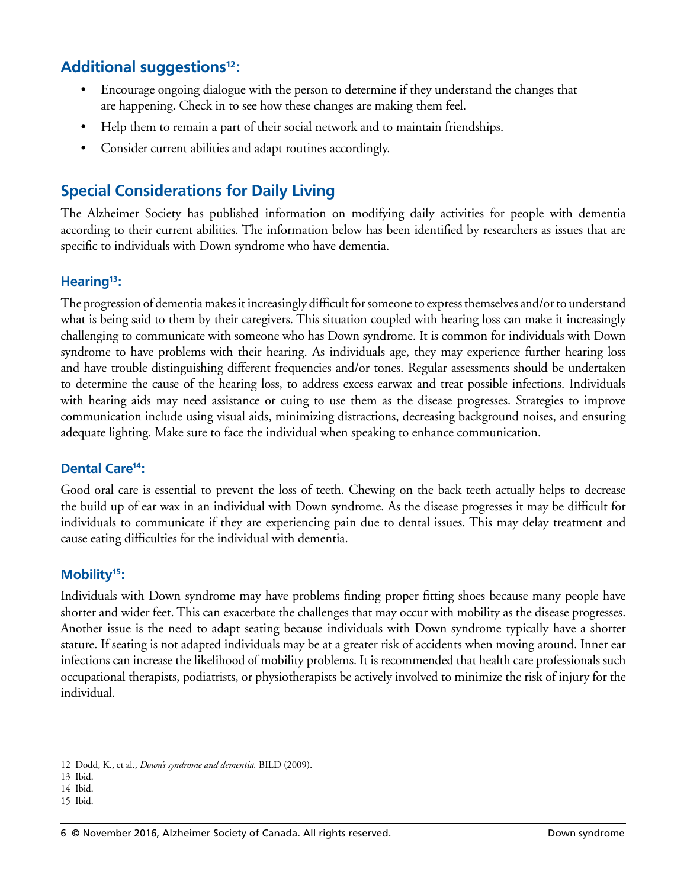## Additional suggestions[12]:

- Encourage ongoing dialogue with the person to determine if they understand the changes that are happening. Check in to see how these changes are making them feel.
- Help them to remain a part of their social network and to maintain friendships.
- Consider current abilities and adapt routines accordingly.

## Special Considerations for Daily Living

The Alzheimer Society has published information on modifying daily activities for people with dementia according to their current abilities. The information below has been identified by researchers as issues that are specific to individuals with Down syndrome who have dementia.

### Hearing[13]:

The progression of dementia makes it increasingly difficult for someone to express themselves and/or to understand what is being said to them by their caregivers. This situation coupled with hearing loss can make it increasingly challenging to communicate with someone who has Down syndrome. It is common for individuals with Down syndrome to have problems with their hearing. As individuals age, they may experience further hearing loss and have trouble distinguishing different frequencies and/or tones. Regular assessments should be undertaken to determine the cause of the hearing loss, to address excess earwax and treat possible infections. Individuals with hearing aids may need assistance or cuing to use them as the disease progresses. Strategies to improve communication include using visual aids, minimizing distractions, decreasing background noises, and ensuring adequate lighting. Make sure to face the individual when speaking to enhance communication.

### Dental Care[14]:

Good oral care is essential to prevent the loss of teeth. Chewing on the back teeth actually helps to decrease the build up of ear wax in an individual with Down syndrome. As the disease progresses it may be difficult for individuals to communicate if they are experiencing pain due to dental issues. This may delay treatment and cause eating difficulties for the individual with dementia.

### Mobility[15]:

Individuals with Down syndrome may have problems finding proper fitting shoes because many people have shorter and wider feet. This can exacerbate the challenges that may occur with mobility as the disease progresses. Another issue is the need to adapt seating because individuals with Down syndrome typically have a shorter stature. If seating is not adapted individuals may be at a greater risk of accidents when moving around. Inner ear infections can increase the likelihood of mobility problems. It is recommended that health care professionals such occupational therapists, podiatrists, or physiotherapists be actively involved to minimize the risk of injury for the individual.

---

12 Dodd, K., et al., *Down's syndrome and dementia.* BILD (2009).
13 Ibid.
14 Ibid.
15 Ibid.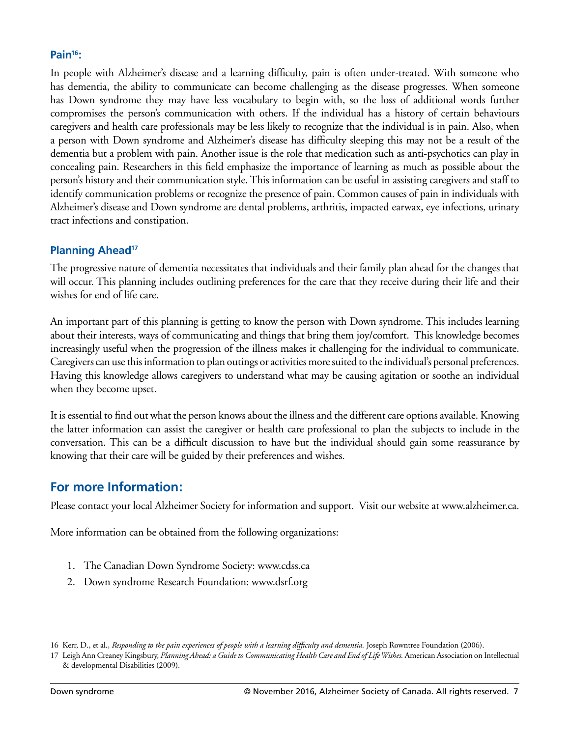### Pain[16]:

In people with Alzheimer's disease and a learning difficulty, pain is often under-treated. With someone who has dementia, the ability to communicate can become challenging as the disease progresses. When someone has Down syndrome they may have less vocabulary to begin with, so the loss of additional words further compromises the person's communication with others. If the individual has a history of certain behaviours caregivers and health care professionals may be less likely to recognize that the individual is in pain. Also, when a person with Down syndrome and Alzheimer's disease has difficulty sleeping this may not be a result of the dementia but a problem with pain. Another issue is the role that medication such as anti-psychotics can play in concealing pain. Researchers in this field emphasize the importance of learning as much as possible about the person's history and their communication style. This information can be useful in assisting caregivers and staff to identify communication problems or recognize the presence of pain. Common causes of pain in individuals with Alzheimer's disease and Down syndrome are dental problems, arthritis, impacted earwax, eye infections, urinary tract infections and constipation.

### Planning Ahead[17]

The progressive nature of dementia necessitates that individuals and their family plan ahead for the changes that will occur. This planning includes outlining preferences for the care that they receive during their life and their wishes for end of life care.

An important part of this planning is getting to know the person with Down syndrome. This includes learning about their interests, ways of communicating and things that bring them joy/comfort. This knowledge becomes increasingly useful when the progression of the illness makes it challenging for the individual to communicate. Caregivers can use this information to plan outings or activities more suited to the individual's personal preferences. Having this knowledge allows caregivers to understand what may be causing agitation or soothe an individual when they become upset.

It is essential to find out what the person knows about the illness and the different care options available. Knowing the latter information can assist the caregiver or health care professional to plan the subjects to include in the conversation. This can be a difficult discussion to have but the individual should gain some reassurance by knowing that their care will be guided by their preferences and wishes.

## For more Information:

Please contact your local Alzheimer Society for information and support. Visit our website at www.alzheimer.ca.

More information can be obtained from the following organizations:

1. The Canadian Down Syndrome Society: www.cdss.ca
2. Down syndrome Research Foundation: www.dsrf.org

16 Kerr, D., et al., *Responding to the pain experiences of people with a learning difficulty and dementia.* Joseph Rowntree Foundation (2006).

17 Leigh Ann Creaney Kingsbury, *Planning Ahead: a Guide to Communicating Health Care and End of Life Wishes.* American Association on Intellectual & developmental Disabilities (2009).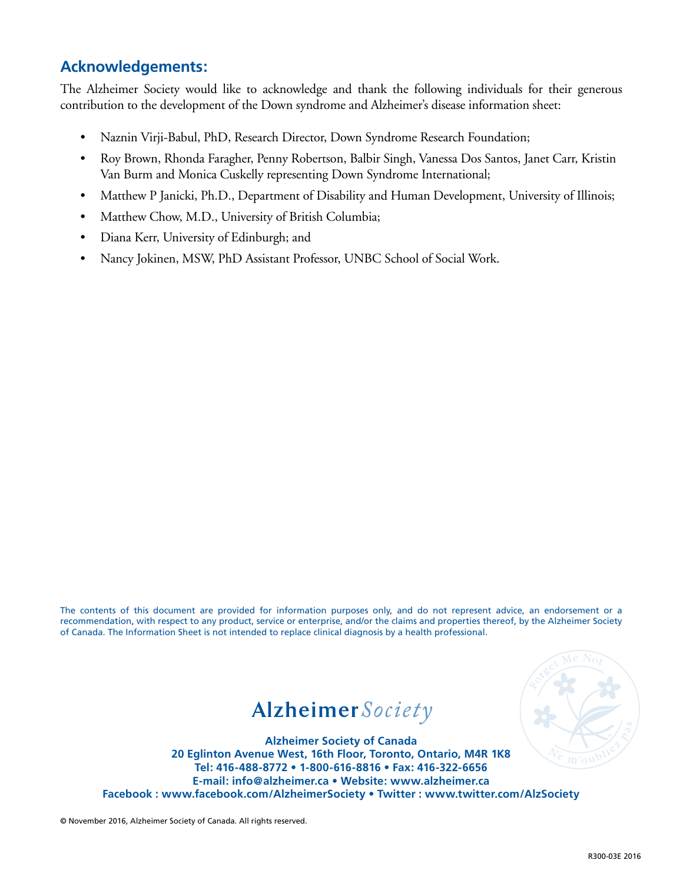## Acknowledgements:

The Alzheimer Society would like to acknowledge and thank the following individuals for their generous contribution to the development of the Down syndrome and Alzheimer's disease information sheet:

- Naznin Virji-Babul, PhD, Research Director, Down Syndrome Research Foundation;
- Roy Brown, Rhonda Faragher, Penny Robertson, Balbir Singh, Vanessa Dos Santos, Janet Carr, Kristin Van Burm and Monica Cuskelly representing Down Syndrome International;
- Matthew P Janicki, Ph.D., Department of Disability and Human Development, University of Illinois;
- Matthew Chow, M.D., University of British Columbia;
- Diana Kerr, University of Edinburgh; and
- Nancy Jokinen, MSW, PhD Assistant Professor, UNBC School of Social Work.

The contents of this document are provided for information purposes only, and do not represent advice, an endorsement or a recommendation, with respect to any product, service or enterprise, and/or the claims and properties thereof, by the Alzheimer Society of Canada. The Information Sheet is not intended to replace clinical diagnosis by a health professional.

Alzheimer *Society*

**Alzheimer Society of Canada**
**20 Eglinton Avenue West, 16th Floor, Toronto, Ontario, M4R 1K8**
**Tel: 416-488-8772 • 1-800-616-8816 • Fax: 416-322-6656**
**E-mail: info@alzheimer.ca • Website: www.alzheimer.ca**
**Facebook : www.facebook.com/AlzheimerSociety • Twitter : www.twitter.com/AlzSociety**

© November 2016, Alzheimer Society of Canada. All rights reserved.

R300-03E 2016